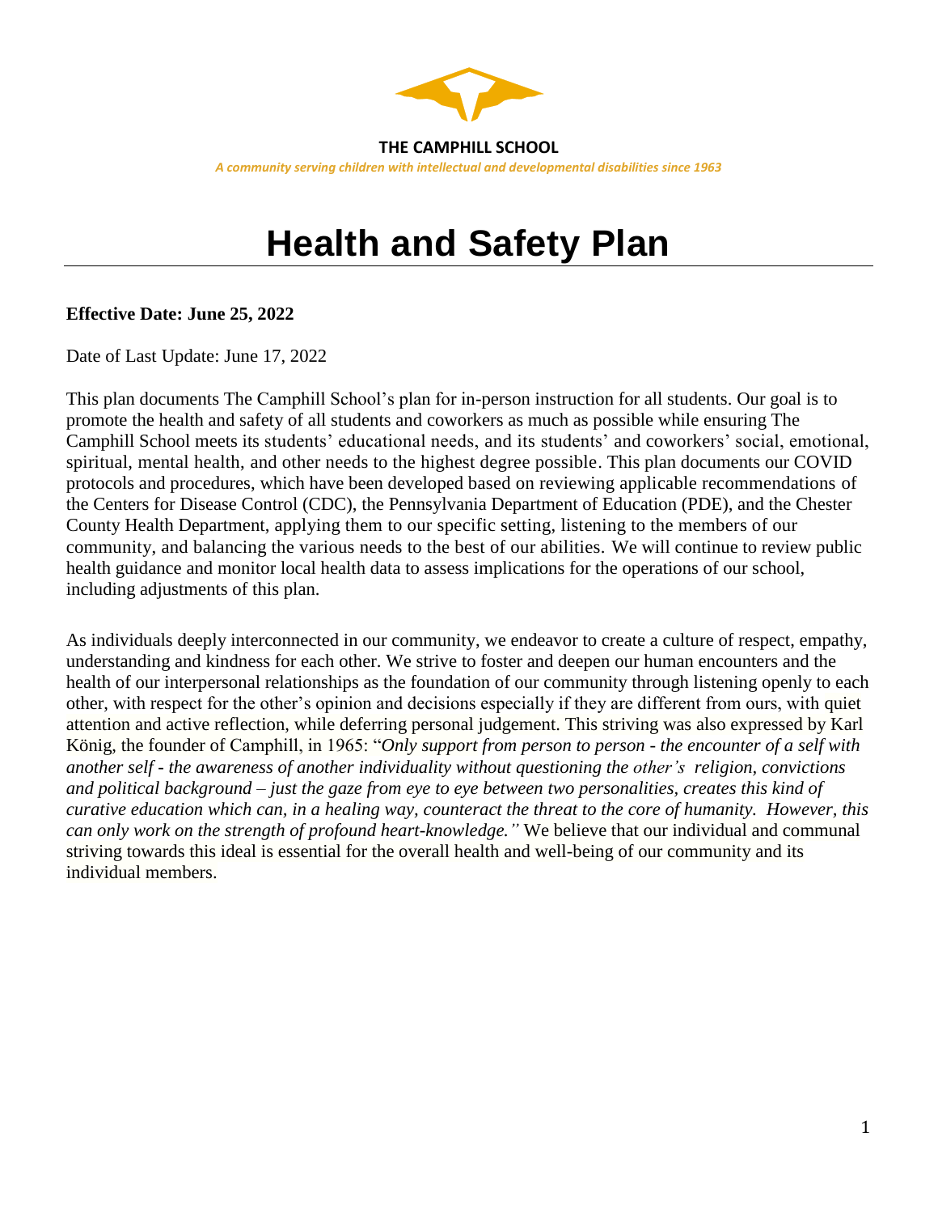**THE CAMPHILL SCHOOL**

*A community serving children with intellectual and developmental disabilities since 1963*

# Health and Safety Plan

**Effective Date: June 25, 2022**

Date of Last Update: June 17, 2022

This plan documents The Camphill School's plan for in-person instruction for all students. Our goal is to promote the health and safety of all students and coworkers as much as possible while ensuring The Camphill School meets its students' educational needs, and its students' and coworkers' social, emotional, spiritual, mental health, and other needs to the highest degree possible. This plan documents our COVID protocols and procedures, which have been developed based on reviewing applicable recommendations of the Centers for Disease Control (CDC), the Pennsylvania Department of Education (PDE), and the Chester County Health Department, applying them to our specific setting, listening to the members of our community, and balancing the various needs to the best of our abilities. We will continue to review public health guidance and monitor local health data to assess implications for the operations of our school, including adjustments of this plan.

As individuals deeply interconnected in our community, we endeavor to create a culture of respect, empathy, understanding and kindness for each other. We strive to foster and deepen our human encounters and the health of our interpersonal relationships as the foundation of our community through listening openly to each other, with respect for the other's opinion and decisions especially if they are different from ours, with quiet attention and active reflection, while deferring personal judgement. This striving was also expressed by Karl König, the founder of Camphill, in 1965: "*Only support from person to person - the encounter of a self with another self - the awareness of another individuality without questioning the other's religion, convictions and political background – just the gaze from eye to eye between two personalities, creates this kind of curative education which can, in a healing way, counteract the threat to the core of humanity. However, this can only work on the strength of profound heart-knowledge."* We believe that our individual and communal striving towards this ideal is essential for the overall health and well-being of our community and its individual members.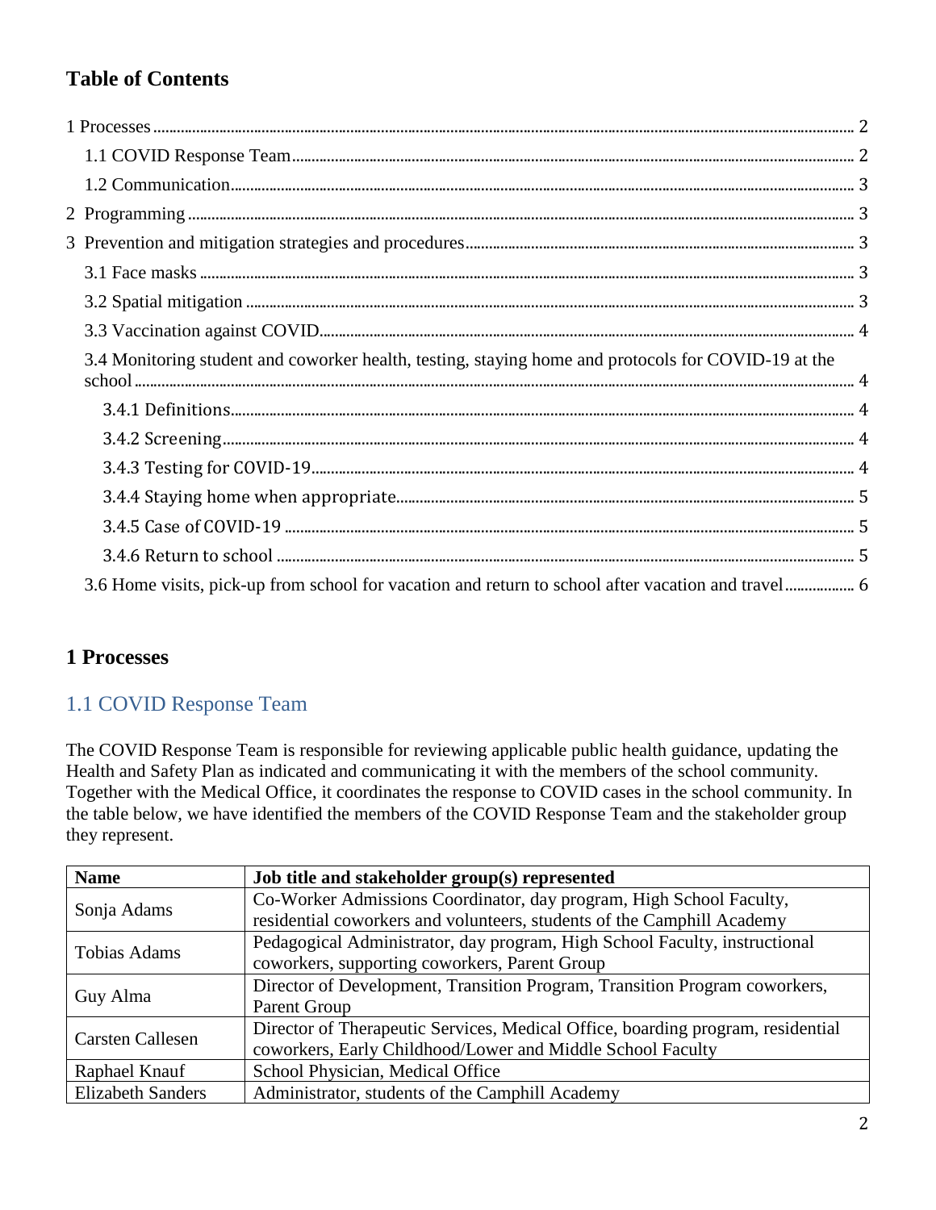## Table of Contents

1 Processes ........ 2

1.1 COVID Response Team ........ 2

1.2 Communication ........ 3

2 Programming ........ 3

3 Prevention and mitigation strategies and procedures ........ 3

3.1 Face masks ........ 3

3.2 Spatial mitigation ........ 3

3.3 Vaccination against COVID ........ 4

3.4 Monitoring student and coworker health, testing, staying home and protocols for COVID-19 at the school ........ 4

3.4.1 Definitions ........ 4

3.4.2 Screening ........ 4

3.4.3 Testing for COVID-19 ........ 4

3.4.4 Staying home when appropriate ........ 5

3.4.5 Case of COVID-19 ........ 5

3.4.6 Return to school ........ 5

3.6 Home visits, pick-up from school for vacation and return to school after vacation and travel ........ 6

# 1 Processes

## 1.1 COVID Response Team

The COVID Response Team is responsible for reviewing applicable public health guidance, updating the Health and Safety Plan as indicated and communicating it with the members of the school community. Together with the Medical Office, it coordinates the response to COVID cases in the school community. In the table below, we have identified the members of the COVID Response Team and the stakeholder group they represent.

| Name | Job title and stakeholder group(s) represented |
|---|---|
| Sonja Adams | Co-Worker Admissions Coordinator, day program, High School Faculty, residential coworkers and volunteers, students of the Camphill Academy |
| Tobias Adams | Pedagogical Administrator, day program, High School Faculty, instructional coworkers, supporting coworkers, Parent Group |
| Guy Alma | Director of Development, Transition Program, Transition Program coworkers, Parent Group |
| Carsten Callesen | Director of Therapeutic Services, Medical Office, boarding program, residential coworkers, Early Childhood/Lower and Middle School Faculty |
| Raphael Knauf | School Physician, Medical Office |
| Elizabeth Sanders | Administrator, students of the Camphill Academy |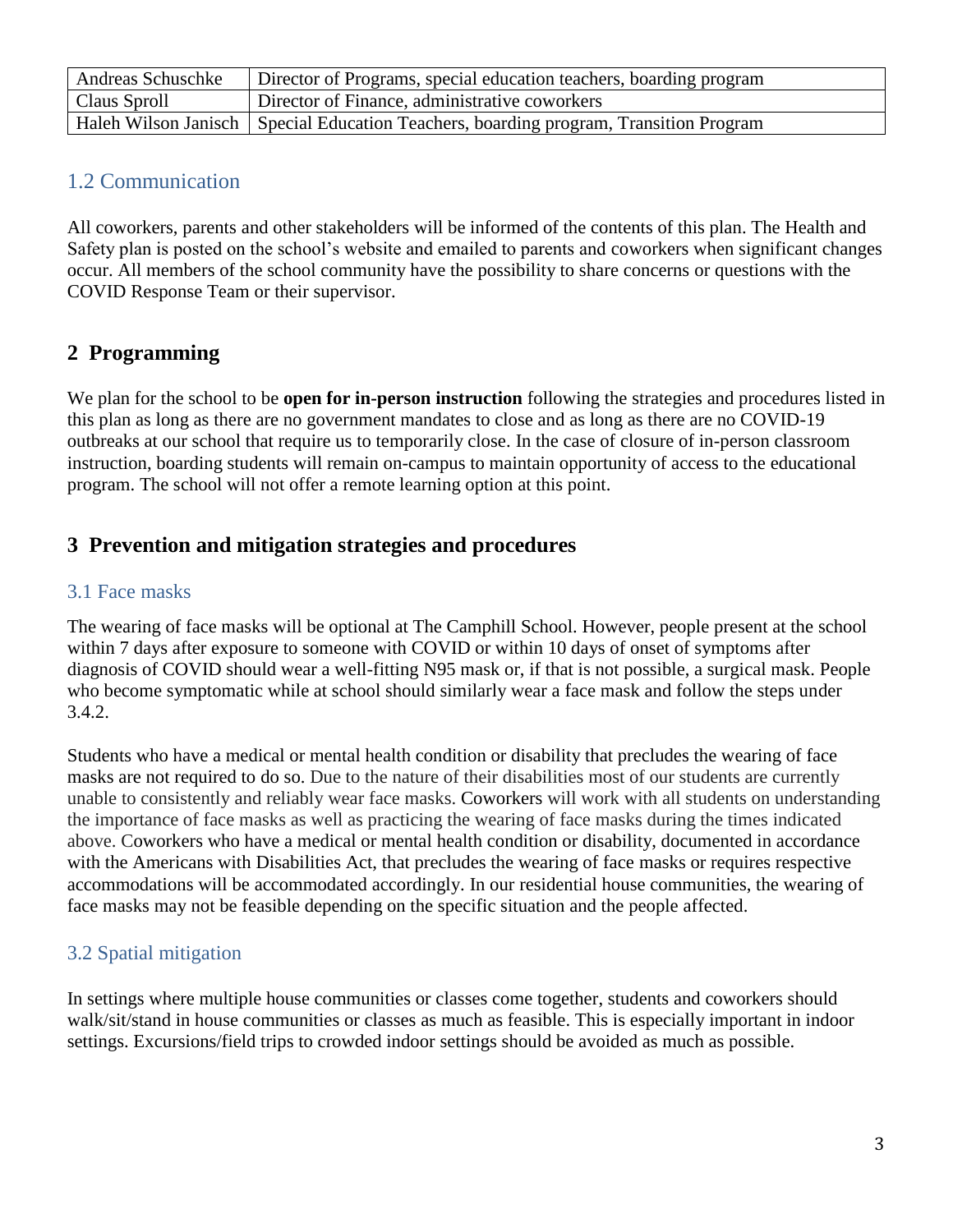| | |
|---|---|
| Andreas Schuschke | Director of Programs, special education teachers, boarding program |
| Claus Sproll | Director of Finance, administrative coworkers |
| Haleh Wilson Janisch | Special Education Teachers, boarding program, Transition Program |

### 1.2 Communication

All coworkers, parents and other stakeholders will be informed of the contents of this plan. The Health and Safety plan is posted on the school's website and emailed to parents and coworkers when significant changes occur. All members of the school community have the possibility to share concerns or questions with the COVID Response Team or their supervisor.

## 2 Programming

We plan for the school to be **open for in-person instruction** following the strategies and procedures listed in this plan as long as there are no government mandates to close and as long as there are no COVID-19 outbreaks at our school that require us to temporarily close. In the case of closure of in-person classroom instruction, boarding students will remain on-campus to maintain opportunity of access to the educational program. The school will not offer a remote learning option at this point.

## 3 Prevention and mitigation strategies and procedures

### 3.1 Face masks

The wearing of face masks will be optional at The Camphill School. However, people present at the school within 7 days after exposure to someone with COVID or within 10 days of onset of symptoms after diagnosis of COVID should wear a well-fitting N95 mask or, if that is not possible, a surgical mask. People who become symptomatic while at school should similarly wear a face mask and follow the steps under 3.4.2.

Students who have a medical or mental health condition or disability that precludes the wearing of face masks are not required to do so. Due to the nature of their disabilities most of our students are currently unable to consistently and reliably wear face masks. Coworkers will work with all students on understanding the importance of face masks as well as practicing the wearing of face masks during the times indicated above. Coworkers who have a medical or mental health condition or disability, documented in accordance with the Americans with Disabilities Act, that precludes the wearing of face masks or requires respective accommodations will be accommodated accordingly. In our residential house communities, the wearing of face masks may not be feasible depending on the specific situation and the people affected.

### 3.2 Spatial mitigation

In settings where multiple house communities or classes come together, students and coworkers should walk/sit/stand in house communities or classes as much as feasible. This is especially important in indoor settings. Excursions/field trips to crowded indoor settings should be avoided as much as possible.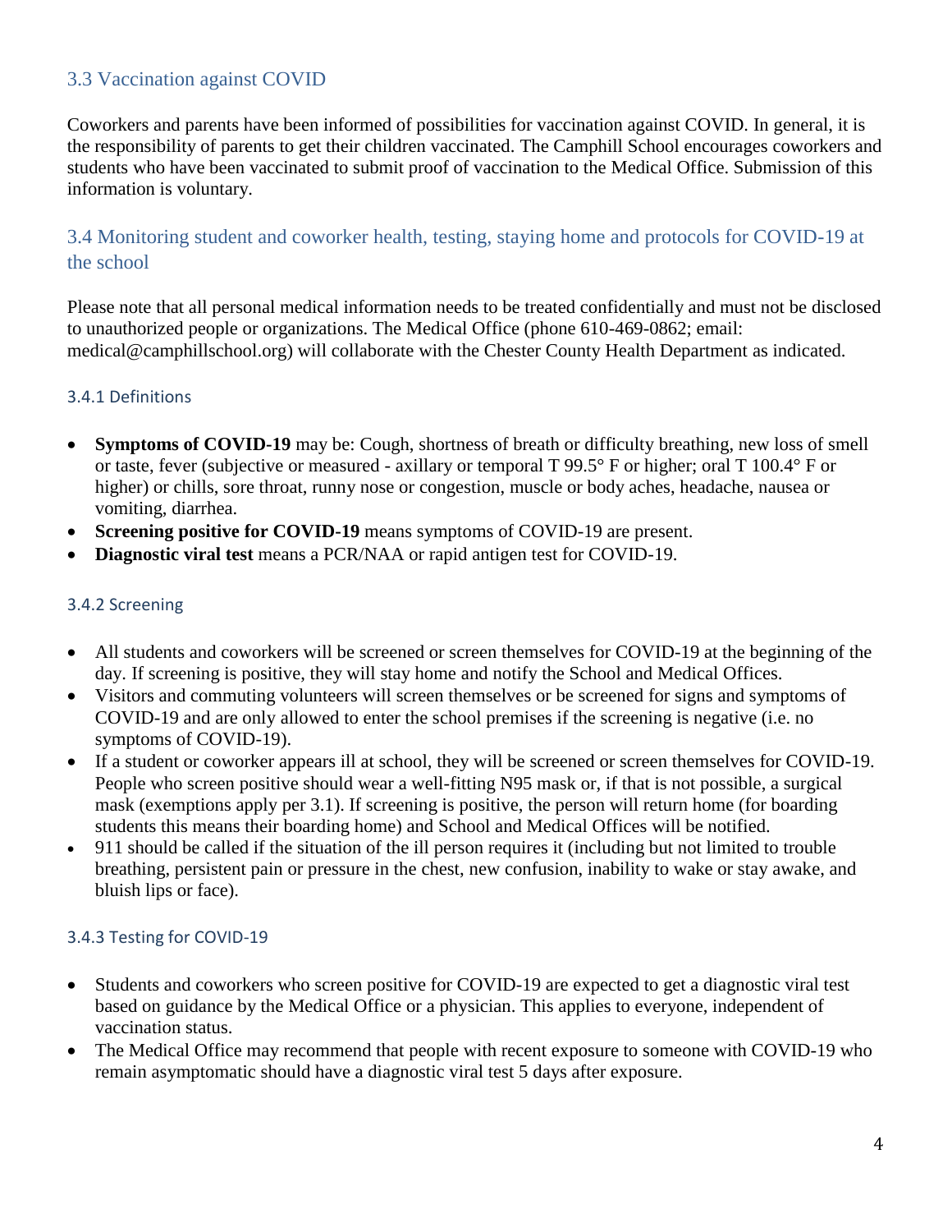## 3.3 Vaccination against COVID

Coworkers and parents have been informed of possibilities for vaccination against COVID. In general, it is the responsibility of parents to get their children vaccinated. The Camphill School encourages coworkers and students who have been vaccinated to submit proof of vaccination to the Medical Office. Submission of this information is voluntary.

## 3.4 Monitoring student and coworker health, testing, staying home and protocols for COVID-19 at the school

Please note that all personal medical information needs to be treated confidentially and must not be disclosed to unauthorized people or organizations. The Medical Office (phone 610-469-0862; email: medical@camphillschool.org) will collaborate with the Chester County Health Department as indicated.

### 3.4.1 Definitions

- **Symptoms of COVID-19** may be: Cough, shortness of breath or difficulty breathing, new loss of smell or taste, fever (subjective or measured - axillary or temporal T 99.5° F or higher; oral T 100.4° F or higher) or chills, sore throat, runny nose or congestion, muscle or body aches, headache, nausea or vomiting, diarrhea.
- **Screening positive for COVID-19** means symptoms of COVID-19 are present.
- **Diagnostic viral test** means a PCR/NAA or rapid antigen test for COVID-19.

### 3.4.2 Screening

- All students and coworkers will be screened or screen themselves for COVID-19 at the beginning of the day. If screening is positive, they will stay home and notify the School and Medical Offices.
- Visitors and commuting volunteers will screen themselves or be screened for signs and symptoms of COVID-19 and are only allowed to enter the school premises if the screening is negative (i.e. no symptoms of COVID-19).
- If a student or coworker appears ill at school, they will be screened or screen themselves for COVID-19. People who screen positive should wear a well-fitting N95 mask or, if that is not possible, a surgical mask (exemptions apply per 3.1). If screening is positive, the person will return home (for boarding students this means their boarding home) and School and Medical Offices will be notified.
- 911 should be called if the situation of the ill person requires it (including but not limited to trouble breathing, persistent pain or pressure in the chest, new confusion, inability to wake or stay awake, and bluish lips or face).

### 3.4.3 Testing for COVID-19

- Students and coworkers who screen positive for COVID-19 are expected to get a diagnostic viral test based on guidance by the Medical Office or a physician. This applies to everyone, independent of vaccination status.
- The Medical Office may recommend that people with recent exposure to someone with COVID-19 who remain asymptomatic should have a diagnostic viral test 5 days after exposure.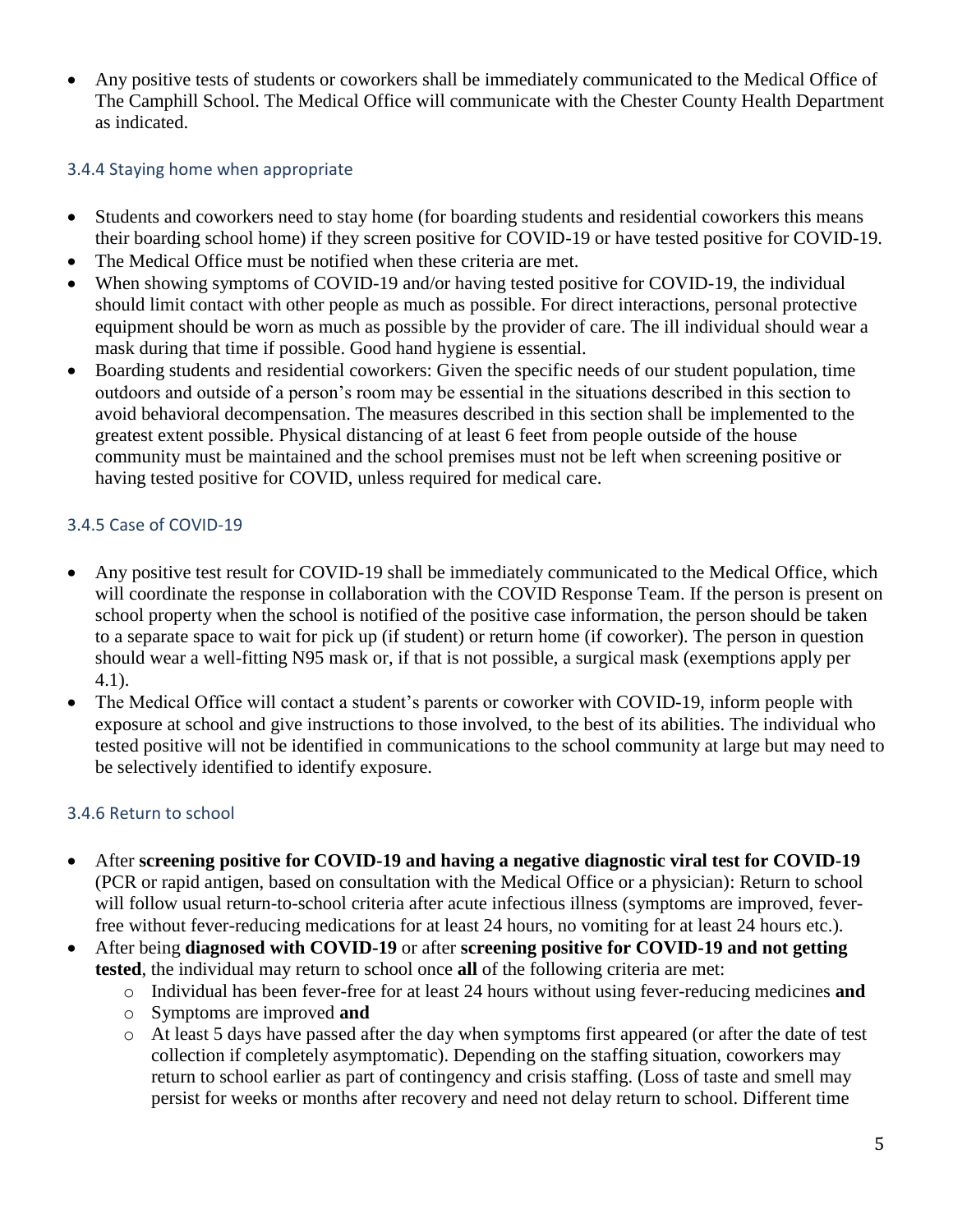- Any positive tests of students or coworkers shall be immediately communicated to the Medical Office of The Camphill School. The Medical Office will communicate with the Chester County Health Department as indicated.

### 3.4.4 Staying home when appropriate

- Students and coworkers need to stay home (for boarding students and residential coworkers this means their boarding school home) if they screen positive for COVID-19 or have tested positive for COVID-19.
- The Medical Office must be notified when these criteria are met.
- When showing symptoms of COVID-19 and/or having tested positive for COVID-19, the individual should limit contact with other people as much as possible. For direct interactions, personal protective equipment should be worn as much as possible by the provider of care. The ill individual should wear a mask during that time if possible. Good hand hygiene is essential.
- Boarding students and residential coworkers: Given the specific needs of our student population, time outdoors and outside of a person's room may be essential in the situations described in this section to avoid behavioral decompensation. The measures described in this section shall be implemented to the greatest extent possible. Physical distancing of at least 6 feet from people outside of the house community must be maintained and the school premises must not be left when screening positive or having tested positive for COVID, unless required for medical care.

### 3.4.5 Case of COVID-19

- Any positive test result for COVID-19 shall be immediately communicated to the Medical Office, which will coordinate the response in collaboration with the COVID Response Team. If the person is present on school property when the school is notified of the positive case information, the person should be taken to a separate space to wait for pick up (if student) or return home (if coworker). The person in question should wear a well-fitting N95 mask or, if that is not possible, a surgical mask (exemptions apply per 4.1).
- The Medical Office will contact a student's parents or coworker with COVID-19, inform people with exposure at school and give instructions to those involved, to the best of its abilities. The individual who tested positive will not be identified in communications to the school community at large but may need to be selectively identified to identify exposure.

### 3.4.6 Return to school

- After **screening positive for COVID-19 and having a negative diagnostic viral test for COVID-19** (PCR or rapid antigen, based on consultation with the Medical Office or a physician): Return to school will follow usual return-to-school criteria after acute infectious illness (symptoms are improved, fever-free without fever-reducing medications for at least 24 hours, no vomiting for at least 24 hours etc.).
- After being **diagnosed with COVID-19** or after **screening positive for COVID-19 and not getting tested**, the individual may return to school once **all** of the following criteria are met:
  - Individual has been fever-free for at least 24 hours without using fever-reducing medicines **and**
  - Symptoms are improved **and**
  - At least 5 days have passed after the day when symptoms first appeared (or after the date of test collection if completely asymptomatic). Depending on the staffing situation, coworkers may return to school earlier as part of contingency and crisis staffing. (Loss of taste and smell may persist for weeks or months after recovery and need not delay return to school. Different time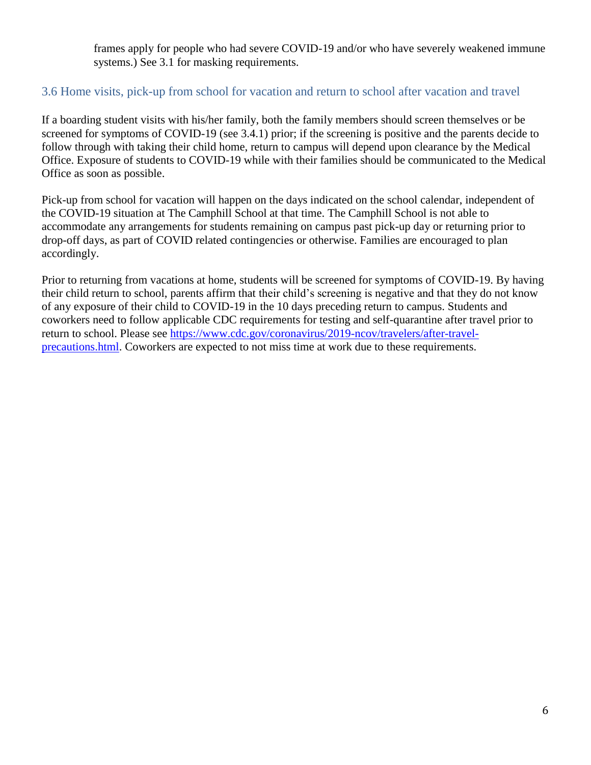frames apply for people who had severe COVID-19 and/or who have severely weakened immune systems.) See 3.1 for masking requirements.

### 3.6 Home visits, pick-up from school for vacation and return to school after vacation and travel

If a boarding student visits with his/her family, both the family members should screen themselves or be screened for symptoms of COVID-19 (see 3.4.1) prior; if the screening is positive and the parents decide to follow through with taking their child home, return to campus will depend upon clearance by the Medical Office. Exposure of students to COVID-19 while with their families should be communicated to the Medical Office as soon as possible.

Pick-up from school for vacation will happen on the days indicated on the school calendar, independent of the COVID-19 situation at The Camphill School at that time. The Camphill School is not able to accommodate any arrangements for students remaining on campus past pick-up day or returning prior to drop-off days, as part of COVID related contingencies or otherwise. Families are encouraged to plan accordingly.

Prior to returning from vacations at home, students will be screened for symptoms of COVID-19. By having their child return to school, parents affirm that their child's screening is negative and that they do not know of any exposure of their child to COVID-19 in the 10 days preceding return to campus. Students and coworkers need to follow applicable CDC requirements for testing and self-quarantine after travel prior to return to school. Please see [https://www.cdc.gov/coronavirus/2019-ncov/travelers/after-travel-precautions.html](https://www.cdc.gov/coronavirus/2019-ncov/travelers/after-travel-precautions.html). Coworkers are expected to not miss time at work due to these requirements.